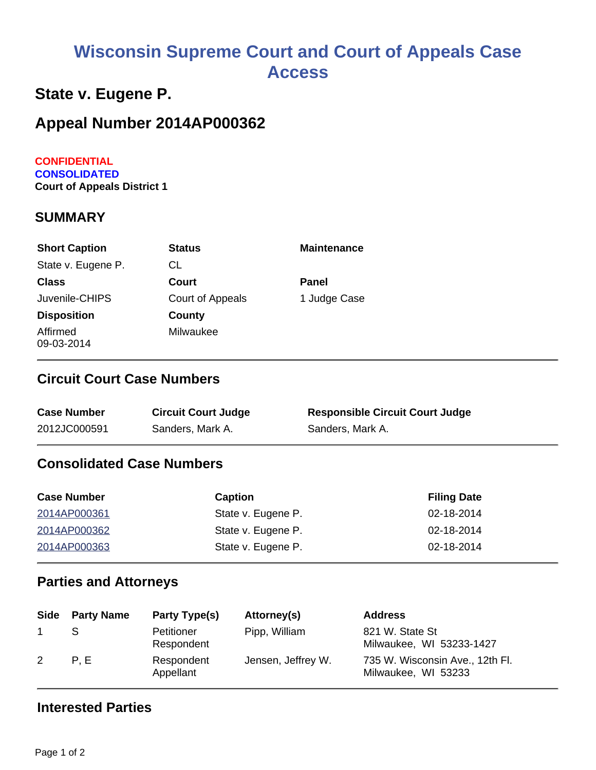# Wisconsin Supreme Court and Court of Appeals Case Access

## State v. Eugene P.

## Appeal Number 2014AP000362

**CONFIDENTIAL**
**CONSOLIDATED**
**Court of Appeals District 1**

## SUMMARY

| Short Caption | Status | Maintenance |
|---|---|---|
| State v. Eugene P. | CL | |
| **Class** | **Court** | **Panel** |
| Juvenile-CHIPS | Court of Appeals | 1 Judge Case |
| **Disposition** | **County** | |
| Affirmed 09-03-2014 | Milwaukee | |

## Circuit Court Case Numbers

| Case Number | Circuit Court Judge | Responsible Circuit Court Judge |
|---|---|---|
| 2012JC000591 | Sanders, Mark A. | Sanders, Mark A. |

## Consolidated Case Numbers

| Case Number | Caption | Filing Date |
|---|---|---|
| 2014AP000361 | State v. Eugene P. | 02-18-2014 |
| 2014AP000362 | State v. Eugene P. | 02-18-2014 |
| 2014AP000363 | State v. Eugene P. | 02-18-2014 |

## Parties and Attorneys

| Side | Party Name | Party Type(s) | Attorney(s) | Address |
|---|---|---|---|---|
| 1 | S | Petitioner Respondent | Pipp, William | 821 W. State St Milwaukee, WI 53233-1427 |
| 2 | P, E | Respondent Appellant | Jensen, Jeffrey W. | 735 W. Wisconsin Ave., 12th Fl. Milwaukee, WI 53233 |

## Interested Parties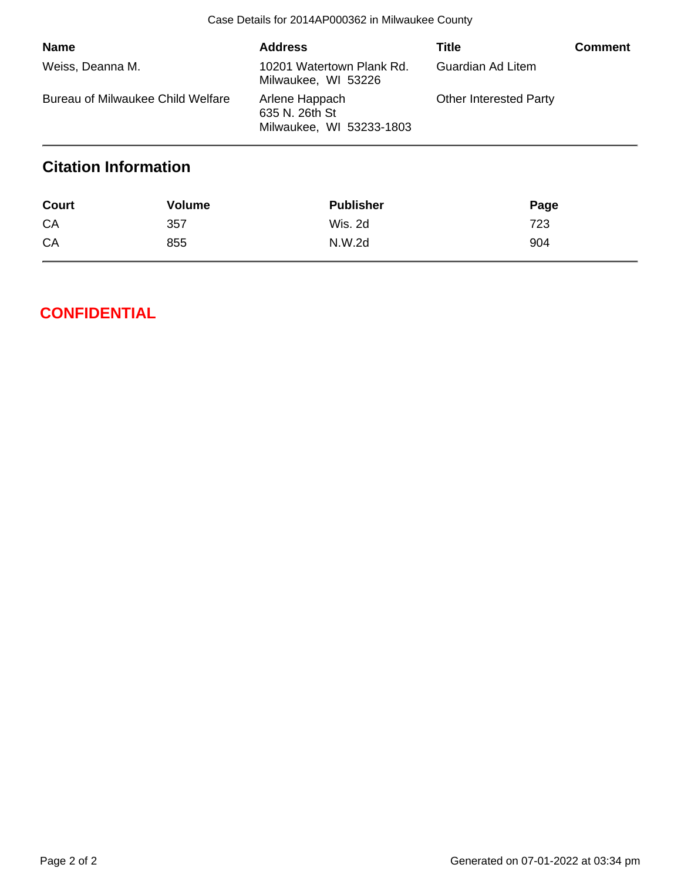| Name | Address | Title | Comment |
|---|---|---|---|
| Weiss, Deanna M. | 10201 Watertown Plank Rd. Milwaukee, WI 53226 | Guardian Ad Litem | |
| Bureau of Milwaukee Child Welfare | Arlene Happach 635 N. 26th St Milwaukee, WI 53233-1803 | Other Interested Party | |

## Citation Information

| Court | Volume | Publisher | Page |
|---|---|---|---|
| CA | 357 | Wis. 2d | 723 |
| CA | 855 | N.W.2d | 904 |

**CONFIDENTIAL**